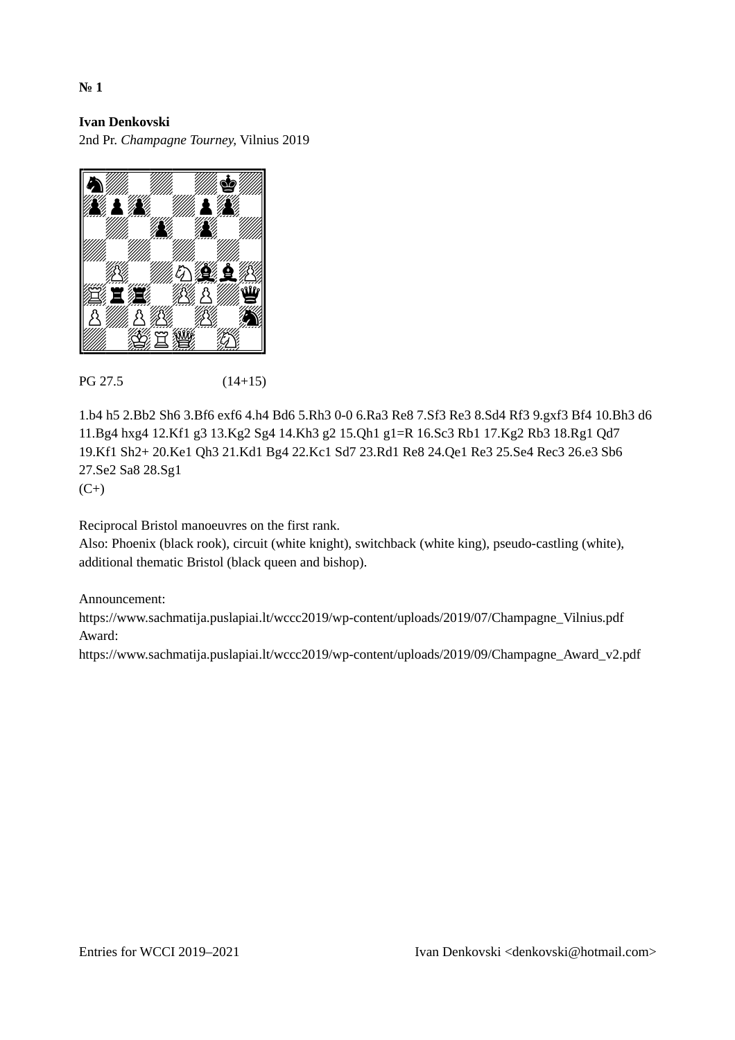**№ 1**

**Ivan Denkovski**
2nd Pr. *Champagne Tourney*, Vilnius 2019

PG 27.5 (14+15)

1.b4 h5 2.Bb2 Sh6 3.Bf6 exf6 4.h4 Bd6 5.Rh3 0-0 6.Ra3 Re8 7.Sf3 Re3 8.Sd4 Rf3 9.gxf3 Bf4 10.Bh3 d6 11.Bg4 hxg4 12.Kf1 g3 13.Kg2 Sg4 14.Kh3 g2 15.Qh1 g1=R 16.Sc3 Rb1 17.Kg2 Rb3 18.Rg1 Qd7 19.Kf1 Sh2+ 20.Ke1 Qh3 21.Kd1 Bg4 22.Kc1 Sd7 23.Rd1 Re8 24.Qe1 Re3 25.Se4 Rec3 26.e3 Sb6 27.Se2 Sa8 28.Sg1
(C+)

Reciprocal Bristol manoeuvres on the first rank.
Also: Phoenix (black rook), circuit (white knight), switchback (white king), pseudo-castling (white), additional thematic Bristol (black queen and bishop).

Announcement:
https://www.sachmatija.puslapiai.lt/wccc2019/wp-content/uploads/2019/07/Champagne_Vilnius.pdf
Award:
https://www.sachmatija.puslapiai.lt/wccc2019/wp-content/uploads/2019/09/Champagne_Award_v2.pdf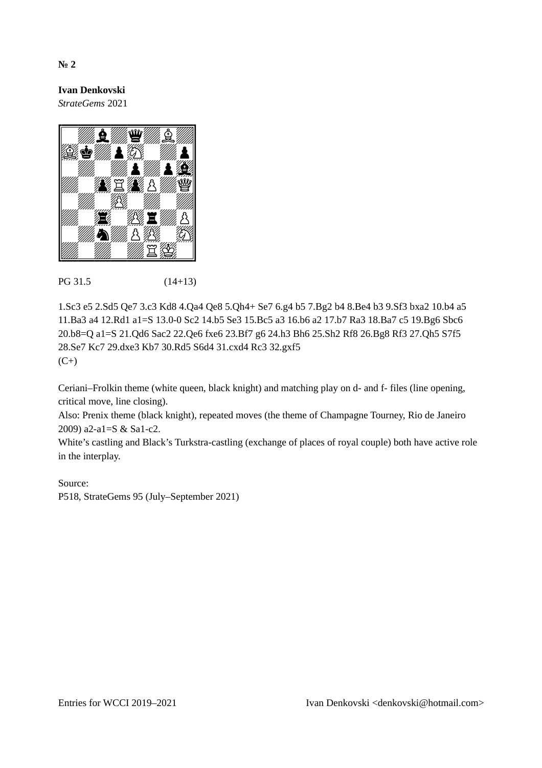**№ 2**

**Ivan Denkovski**
*StrateGems* 2021

PG 31.5 (14+13)

1.Sc3 e5 2.Sd5 Qe7 3.c3 Kd8 4.Qa4 Qe8 5.Qh4+ Se7 6.g4 b5 7.Bg2 b4 8.Be4 b3 9.Sf3 bxa2 10.b4 a5 11.Ba3 a4 12.Rd1 a1=S 13.0-0 Sc2 14.b5 Se3 15.Bc5 a3 16.b6 a2 17.b7 Ra3 18.Ba7 c5 19.Bg6 Sbc6 20.b8=Q a1=S 21.Qd6 Sac2 22.Qe6 fxe6 23.Bf7 g6 24.h3 Bh6 25.Sh2 Rf8 26.Bg8 Rf3 27.Qh5 S7f5 28.Se7 Kc7 29.dxe3 Kb7 30.Rd5 S6d4 31.cxd4 Rc3 32.gxf5
(C+)

Ceriani–Frolkin theme (white queen, black knight) and matching play on d- and f- files (line opening, critical move, line closing).
Also: Prenix theme (black knight), repeated moves (the theme of Champagne Tourney, Rio de Janeiro 2009) a2-a1=S & Sa1-c2.
White's castling and Black's Turkstra-castling (exchange of places of royal couple) both have active role in the interplay.

Source:
P518, StrateGems 95 (July–September 2021)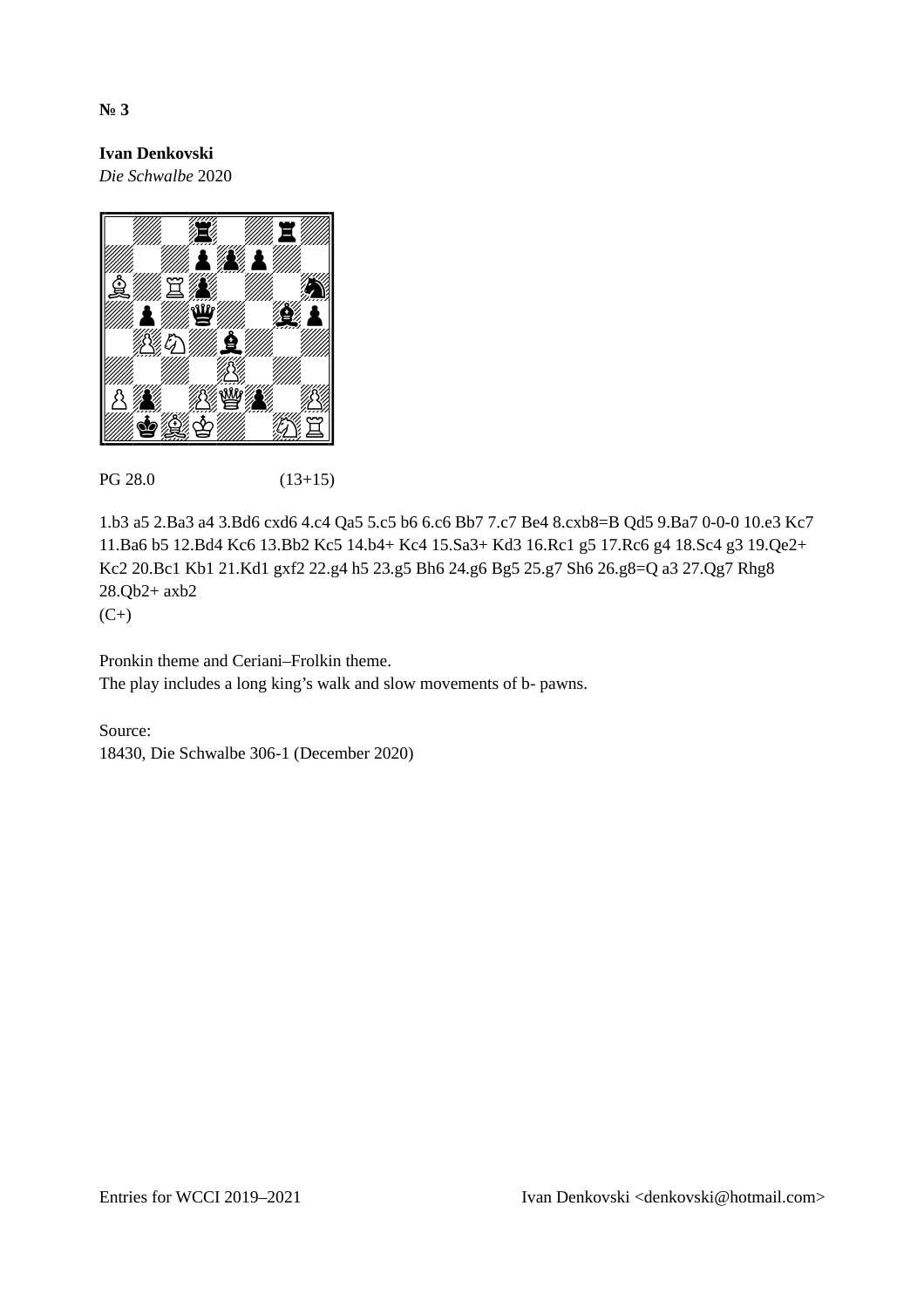**№ 3**

**Ivan Denkovski**
*Die Schwalbe* 2020

PG 28.0 (13+15)

1.b3 a5 2.Ba3 a4 3.Bd6 cxd6 4.c4 Qa5 5.c5 b6 6.c6 Bb7 7.c7 Be4 8.cxb8=B Qd5 9.Ba7 0-0-0 10.e3 Kc7 11.Ba6 b5 12.Bd4 Kc6 13.Bb2 Kc5 14.b4+ Kc4 15.Sa3+ Kd3 16.Rc1 g5 17.Rc6 g4 18.Sc4 g3 19.Qe2+ Kc2 20.Bc1 Kb1 21.Kd1 gxf2 22.g4 h5 23.g5 Bh6 24.g6 Bg5 25.g7 Sh6 26.g8=Q a3 27.Qg7 Rhg8 28.Qb2+ axb2
(C+)

Pronkin theme and Ceriani–Frolkin theme.
The play includes a long king's walk and slow movements of b- pawns.

Source:
18430, Die Schwalbe 306-1 (December 2020)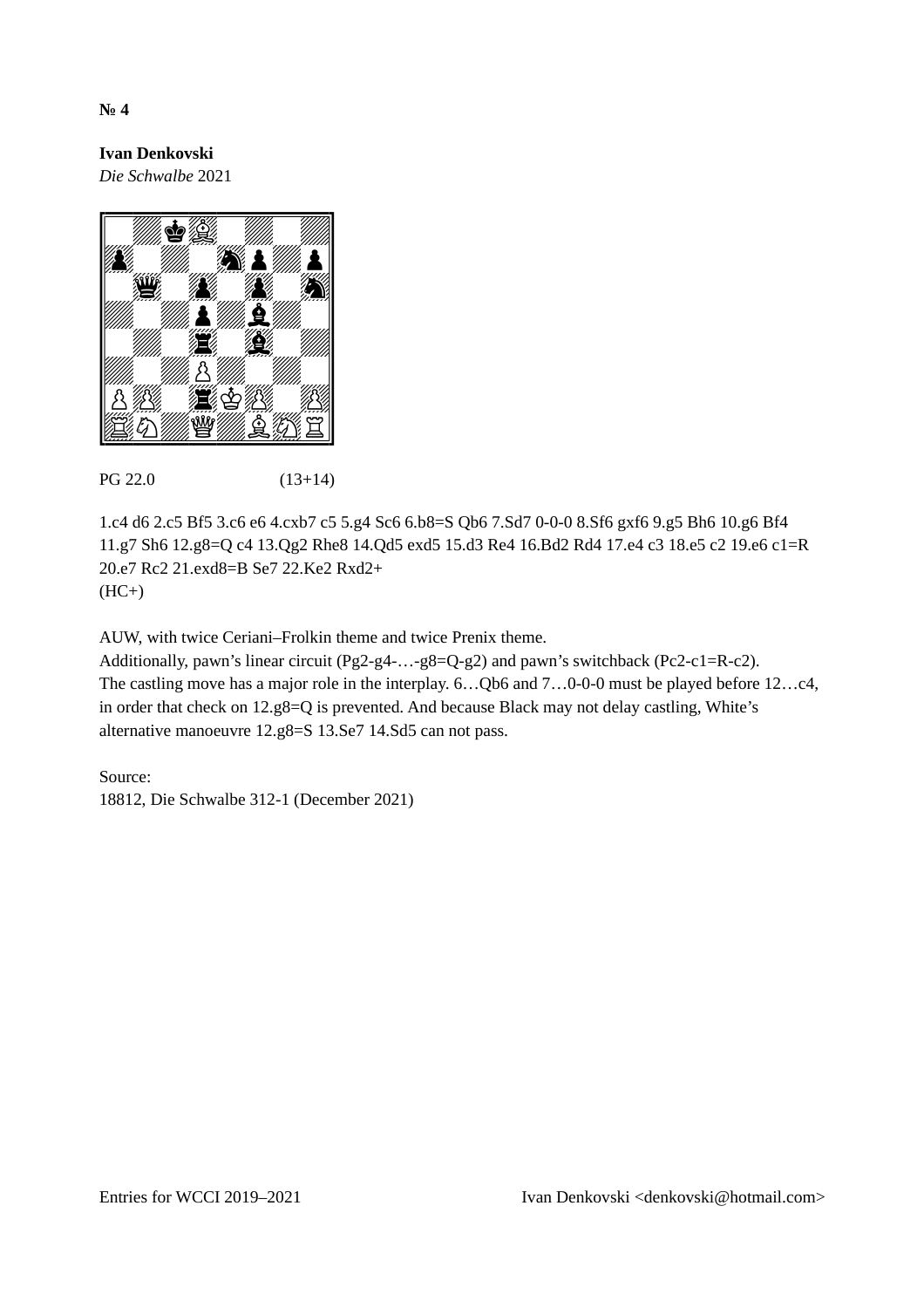**№ 4**

**Ivan Denkovski**
*Die Schwalbe* 2021

PG 22.0 (13+14)

1.c4 d6 2.c5 Bf5 3.c6 e6 4.cxb7 c5 5.g4 Sc6 6.b8=S Qb6 7.Sd7 0-0-0 8.Sf6 gxf6 9.g5 Bh6 10.g6 Bf4 11.g7 Sh6 12.g8=Q c4 13.Qg2 Rhe8 14.Qd5 exd5 15.d3 Re4 16.Bd2 Rd4 17.e4 c3 18.e5 c2 19.e6 c1=R 20.e7 Rc2 21.exd8=B Se7 22.Ke2 Rxd2+
(HC+)

AUW, with twice Ceriani–Frolkin theme and twice Prenix theme.
Additionally, pawn's linear circuit (Pg2-g4-…-g8=Q-g2) and pawn's switchback (Pc2-c1=R-c2).
The castling move has a major role in the interplay. 6…Qb6 and 7…0-0-0 must be played before 12…c4, in order that check on 12.g8=Q is prevented. And because Black may not delay castling, White's alternative manoeuvre 12.g8=S 13.Se7 14.Sd5 can not pass.

Source:
18812, Die Schwalbe 312-1 (December 2021)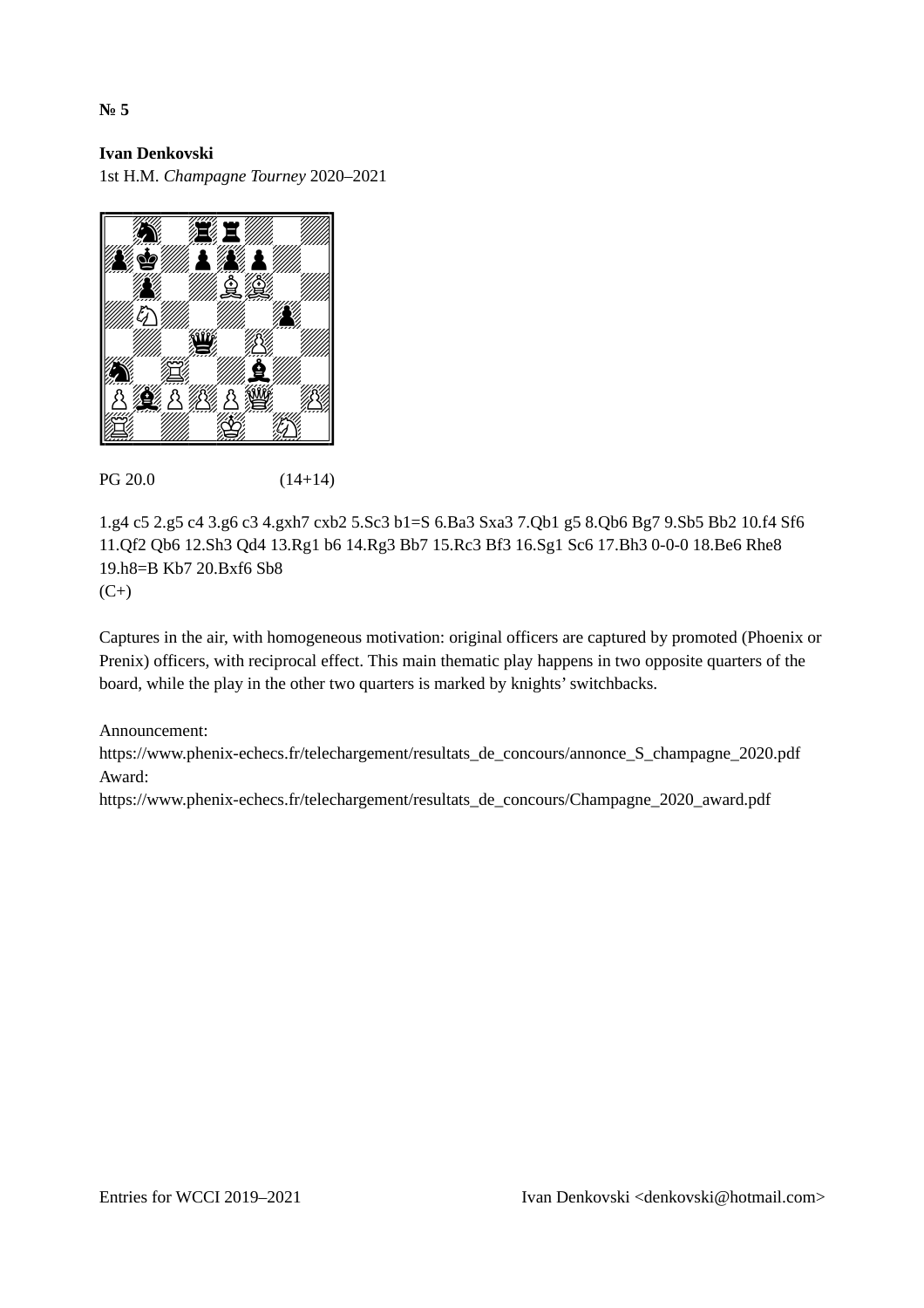**№ 5**

**Ivan Denkovski**
1st H.M. *Champagne Tourney* 2020–2021

PG 20.0 (14+14)

1.g4 c5 2.g5 c4 3.g6 c3 4.gxh7 cxb2 5.Sc3 b1=S 6.Ba3 Sxa3 7.Qb1 g5 8.Qb6 Bg7 9.Sb5 Bb2 10.f4 Sf6 11.Qf2 Qb6 12.Sh3 Qd4 13.Rg1 b6 14.Rg3 Bb7 15.Rc3 Bf3 16.Sg1 Sc6 17.Bh3 0-0-0 18.Be6 Rhe8 19.h8=B Kb7 20.Bxf6 Sb8
(C+)

Captures in the air, with homogeneous motivation: original officers are captured by promoted (Phoenix or Prenix) officers, with reciprocal effect. This main thematic play happens in two opposite quarters of the board, while the play in the other two quarters is marked by knights' switchbacks.

Announcement:
https://www.phenix-echecs.fr/telechargement/resultats_de_concours/annonce_S_champagne_2020.pdf
Award:
https://www.phenix-echecs.fr/telechargement/resultats_de_concours/Champagne_2020_award.pdf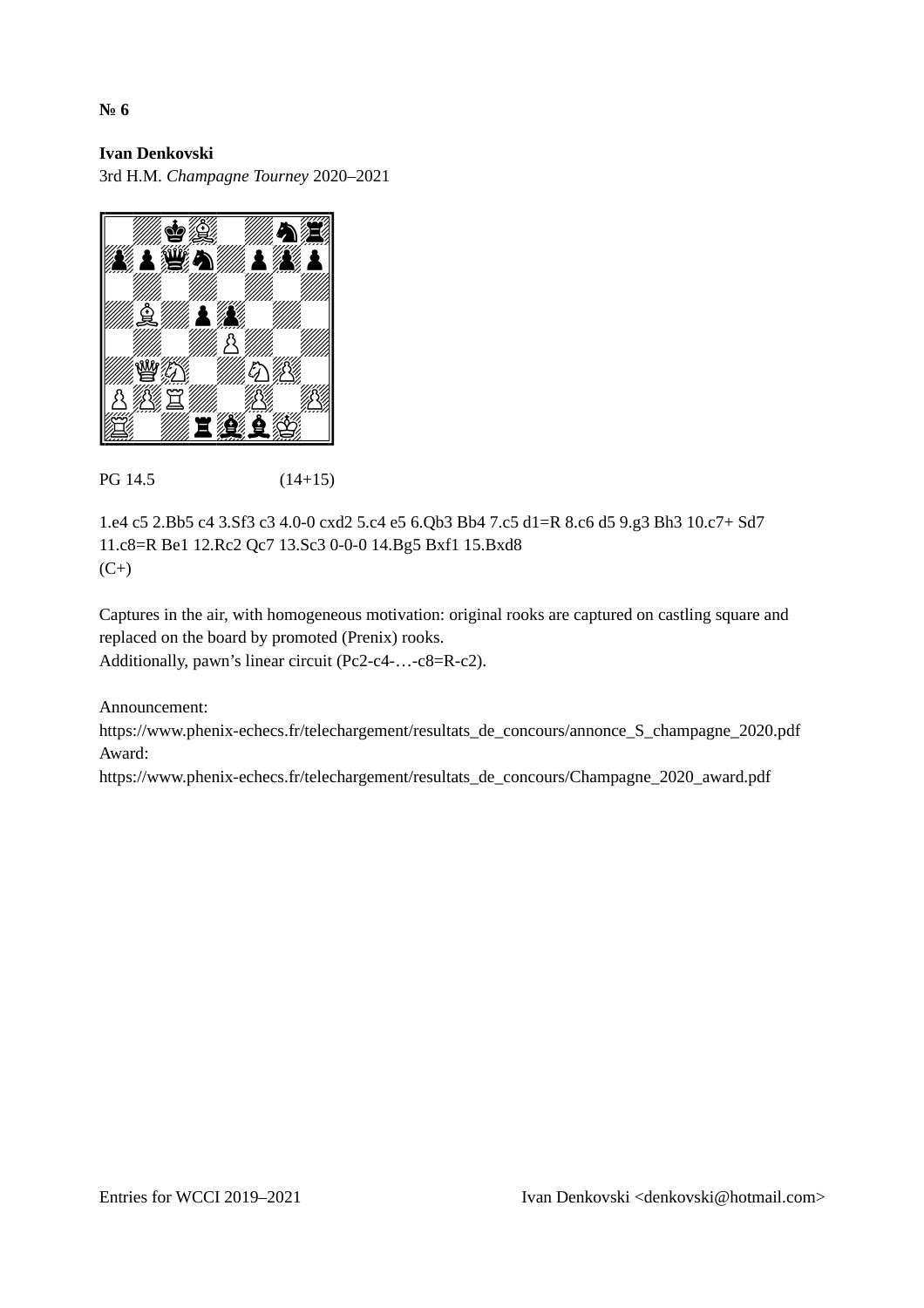**№ 6**

**Ivan Denkovski**
3rd H.M. *Champagne Tourney* 2020–2021

PG 14.5 (14+15)

1.e4 c5 2.Bb5 c4 3.Sf3 c3 4.0-0 cxd2 5.c4 e5 6.Qb3 Bb4 7.c5 d1=R 8.c6 d5 9.g3 Bh3 10.c7+ Sd7 11.c8=R Be1 12.Rc2 Qc7 13.Sc3 0-0-0 14.Bg5 Bxf1 15.Bxd8
(C+)

Captures in the air, with homogeneous motivation: original rooks are captured on castling square and replaced on the board by promoted (Prenix) rooks.
Additionally, pawn’s linear circuit (Pc2-c4-…-c8=R-c2).

Announcement:
https://www.phenix-echecs.fr/telechargement/resultats_de_concours/annonce_S_champagne_2020.pdf
Award:
https://www.phenix-echecs.fr/telechargement/resultats_de_concours/Champagne_2020_award.pdf